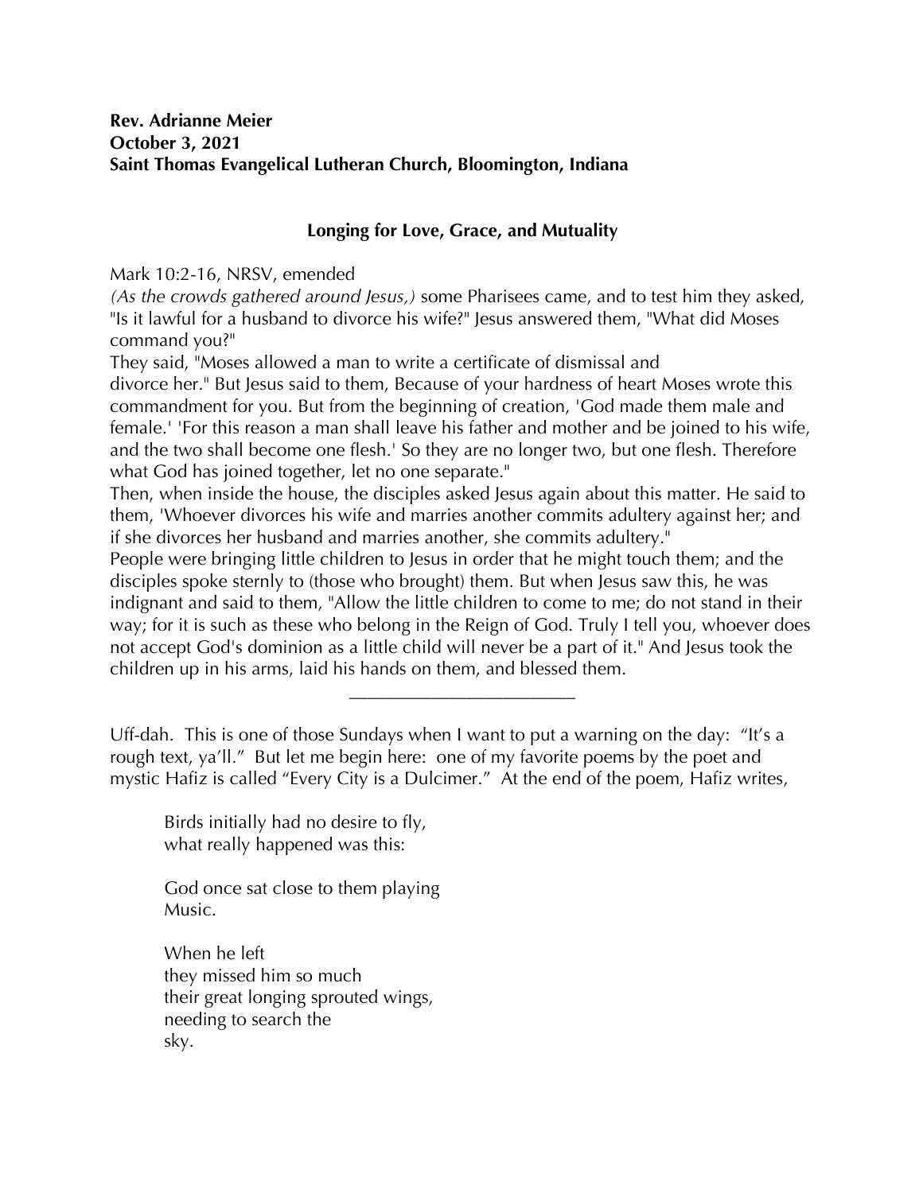**Rev. Adrianne Meier**
**October 3, 2021**
**Saint Thomas Evangelical Lutheran Church, Bloomington, Indiana**

## Longing for Love, Grace, and Mutuality

Mark 10:2-16, NRSV, emended

*(As the crowds gathered around Jesus,)* some Pharisees came, and to test him they asked, "Is it lawful for a husband to divorce his wife?" Jesus answered them, "What did Moses command you?"

They said, "Moses allowed a man to write a certificate of dismissal and divorce her." But Jesus said to them, Because of your hardness of heart Moses wrote this commandment for you. But from the beginning of creation, 'God made them male and female.' 'For this reason a man shall leave his father and mother and be joined to his wife, and the two shall become one flesh.' So they are no longer two, but one flesh. Therefore what God has joined together, let no one separate."

Then, when inside the house, the disciples asked Jesus again about this matter. He said to them, 'Whoever divorces his wife and marries another commits adultery against her; and if she divorces her husband and marries another, she commits adultery."

People were bringing little children to Jesus in order that he might touch them; and the disciples spoke sternly to (those who brought) them. But when Jesus saw this, he was indignant and said to them, "Allow the little children to come to me; do not stand in their way; for it is such as these who belong in the Reign of God. Truly I tell you, whoever does not accept God's dominion as a little child will never be a part of it." And Jesus took the children up in his arms, laid his hands on them, and blessed them.

---

Uff-dah. This is one of those Sundays when I want to put a warning on the day: "It's a rough text, ya'll." But let me begin here: one of my favorite poems by the poet and mystic Hafiz is called "Every City is a Dulcimer." At the end of the poem, Hafiz writes,

> Birds initially had no desire to fly,
> what really happened was this:
>
> God once sat close to them playing
> Music.
>
> When he left
> they missed him so much
> their great longing sprouted wings,
> needing to search the
> sky.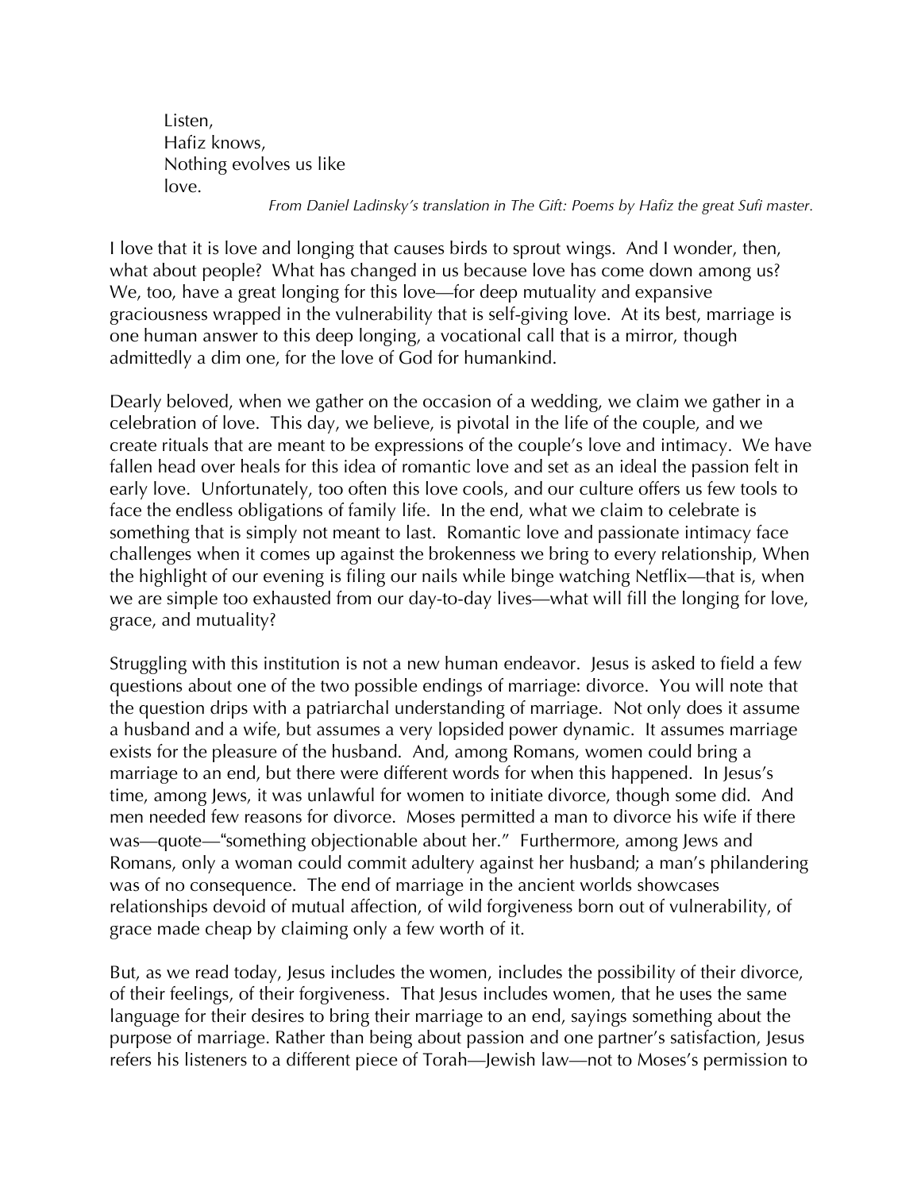Listen,  
Hafiz knows,  
Nothing evolves us like  
love.

*From Daniel Ladinsky's translation in The Gift: Poems by Hafiz the great Sufi master.*

I love that it is love and longing that causes birds to sprout wings. And I wonder, then, what about people? What has changed in us because love has come down among us? We, too, have a great longing for this love—for deep mutuality and expansive graciousness wrapped in the vulnerability that is self-giving love. At its best, marriage is one human answer to this deep longing, a vocational call that is a mirror, though admittedly a dim one, for the love of God for humankind.

Dearly beloved, when we gather on the occasion of a wedding, we claim we gather in a celebration of love. This day, we believe, is pivotal in the life of the couple, and we create rituals that are meant to be expressions of the couple's love and intimacy. We have fallen head over heals for this idea of romantic love and set as an ideal the passion felt in early love. Unfortunately, too often this love cools, and our culture offers us few tools to face the endless obligations of family life. In the end, what we claim to celebrate is something that is simply not meant to last. Romantic love and passionate intimacy face challenges when it comes up against the brokenness we bring to every relationship, When the highlight of our evening is filing our nails while binge watching Netflix—that is, when we are simple too exhausted from our day-to-day lives—what will fill the longing for love, grace, and mutuality?

Struggling with this institution is not a new human endeavor. Jesus is asked to field a few questions about one of the two possible endings of marriage: divorce. You will note that the question drips with a patriarchal understanding of marriage. Not only does it assume a husband and a wife, but assumes a very lopsided power dynamic. It assumes marriage exists for the pleasure of the husband. And, among Romans, women could bring a marriage to an end, but there were different words for when this happened. In Jesus's time, among Jews, it was unlawful for women to initiate divorce, though some did. And men needed few reasons for divorce. Moses permitted a man to divorce his wife if there was—quote—"something objectionable about her." Furthermore, among Jews and Romans, only a woman could commit adultery against her husband; a man's philandering was of no consequence. The end of marriage in the ancient worlds showcases relationships devoid of mutual affection, of wild forgiveness born out of vulnerability, of grace made cheap by claiming only a few worth of it.

But, as we read today, Jesus includes the women, includes the possibility of their divorce, of their feelings, of their forgiveness. That Jesus includes women, that he uses the same language for their desires to bring their marriage to an end, sayings something about the purpose of marriage. Rather than being about passion and one partner's satisfaction, Jesus refers his listeners to a different piece of Torah—Jewish law—not to Moses's permission to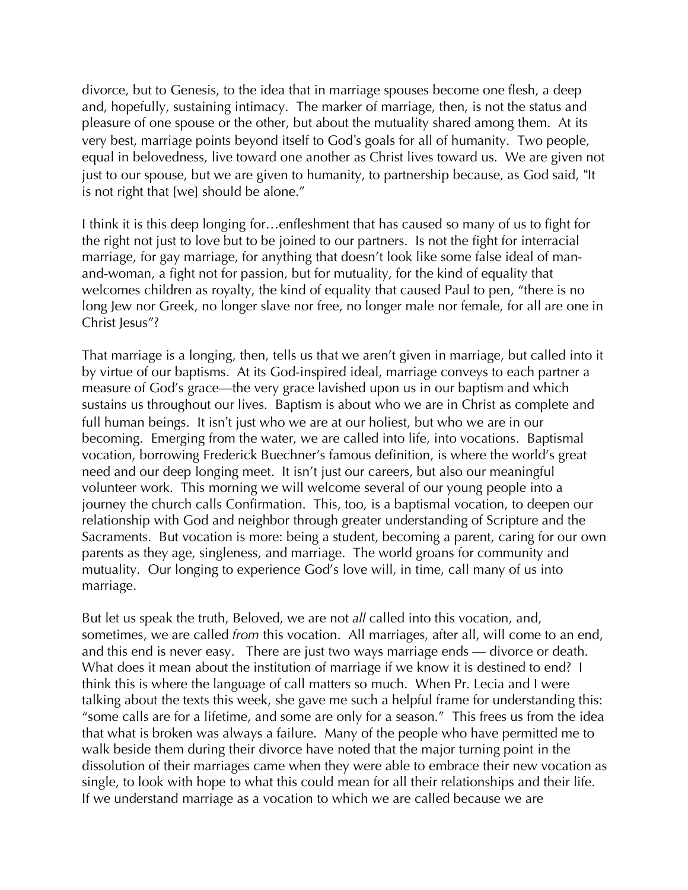divorce, but to Genesis, to the idea that in marriage spouses become one flesh, a deep and, hopefully, sustaining intimacy. The marker of marriage, then, is not the status and pleasure of one spouse or the other, but about the mutuality shared among them. At its very best, marriage points beyond itself to God's goals for all of humanity. Two people, equal in belovedness, live toward one another as Christ lives toward us. We are given not just to our spouse, but we are given to humanity, to partnership because, as God said, "It is not right that [we] should be alone."

I think it is this deep longing for…enfleshment that has caused so many of us to fight for the right not just to love but to be joined to our partners. Is not the fight for interracial marriage, for gay marriage, for anything that doesn't look like some false ideal of man-and-woman, a fight not for passion, but for mutuality, for the kind of equality that welcomes children as royalty, the kind of equality that caused Paul to pen, "there is no long Jew nor Greek, no longer slave nor free, no longer male nor female, for all are one in Christ Jesus"?

That marriage is a longing, then, tells us that we aren't given in marriage, but called into it by virtue of our baptisms. At its God-inspired ideal, marriage conveys to each partner a measure of God's grace—the very grace lavished upon us in our baptism and which sustains us throughout our lives. Baptism is about who we are in Christ as complete and full human beings. It isn't just who we are at our holiest, but who we are in our becoming. Emerging from the water, we are called into life, into vocations. Baptismal vocation, borrowing Frederick Buechner's famous definition, is where the world's great need and our deep longing meet. It isn't just our careers, but also our meaningful volunteer work. This morning we will welcome several of our young people into a journey the church calls Confirmation. This, too, is a baptismal vocation, to deepen our relationship with God and neighbor through greater understanding of Scripture and the Sacraments. But vocation is more: being a student, becoming a parent, caring for our own parents as they age, singleness, and marriage. The world groans for community and mutuality. Our longing to experience God's love will, in time, call many of us into marriage.

But let us speak the truth, Beloved, we are not *all* called into this vocation, and, sometimes, we are called *from* this vocation. All marriages, after all, will come to an end, and this end is never easy. There are just two ways marriage ends — divorce or death. What does it mean about the institution of marriage if we know it is destined to end? I think this is where the language of call matters so much. When Pr. Lecia and I were talking about the texts this week, she gave me such a helpful frame for understanding this: "some calls are for a lifetime, and some are only for a season." This frees us from the idea that what is broken was always a failure. Many of the people who have permitted me to walk beside them during their divorce have noted that the major turning point in the dissolution of their marriages came when they were able to embrace their new vocation as single, to look with hope to what this could mean for all their relationships and their life. If we understand marriage as a vocation to which we are called because we are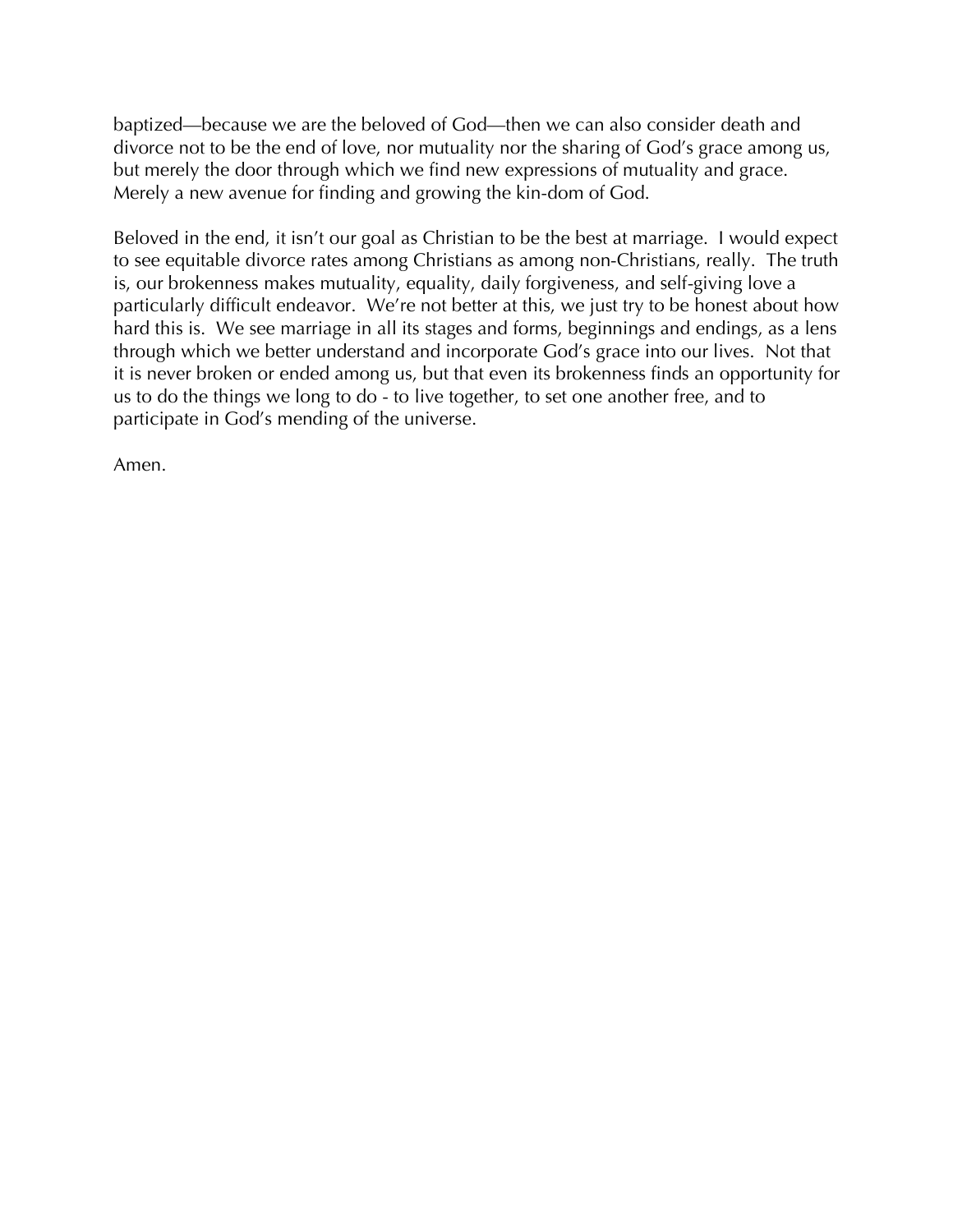baptized—because we are the beloved of God—then we can also consider death and divorce not to be the end of love, nor mutuality nor the sharing of God's grace among us, but merely the door through which we find new expressions of mutuality and grace. Merely a new avenue for finding and growing the kin-dom of God.

Beloved in the end, it isn't our goal as Christian to be the best at marriage. I would expect to see equitable divorce rates among Christians as among non-Christians, really. The truth is, our brokenness makes mutuality, equality, daily forgiveness, and self-giving love a particularly difficult endeavor. We're not better at this, we just try to be honest about how hard this is. We see marriage in all its stages and forms, beginnings and endings, as a lens through which we better understand and incorporate God's grace into our lives. Not that it is never broken or ended among us, but that even its brokenness finds an opportunity for us to do the things we long to do - to live together, to set one another free, and to participate in God's mending of the universe.

Amen.